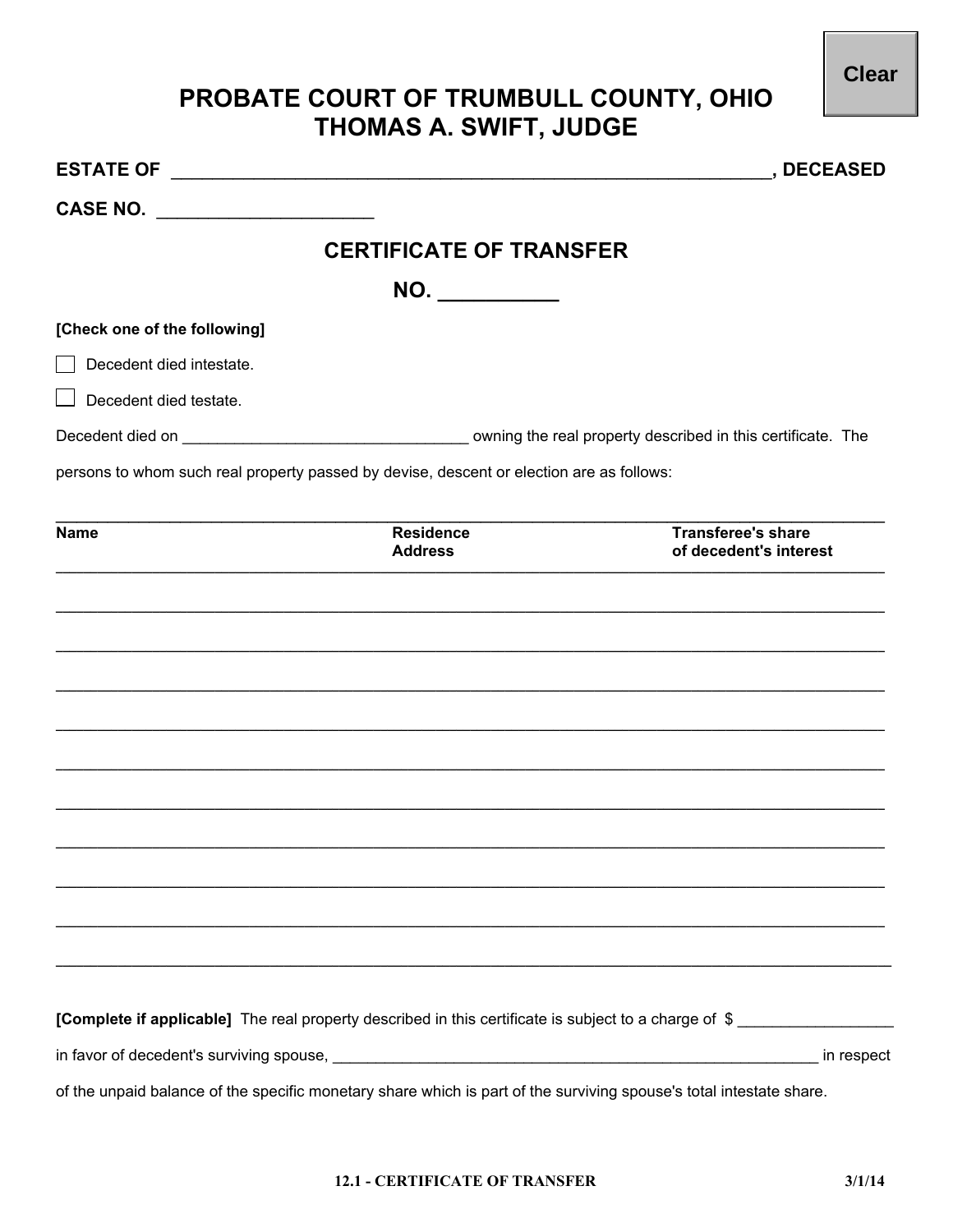# PROBATE COURT OF TRUMBULL COUNTY, OHIO
# THOMAS A. SWIFT, JUDGE

**ESTATE OF** ________________________________________________________________, **DECEASED**

**CASE NO.** ______________________

## CERTIFICATE OF TRANSFER

## NO. __________

**[Check one of the following]**

☐ Decedent died intestate.

☐ Decedent died testate.

Decedent died on _________________________________ owning the real property described in this certificate. The persons to whom such real property passed by devise, descent or election are as follows:

| Name | Residence Address | Transferee's share of decedent's interest |
|---|---|---|
| | | |
| | | |
| | | |
| | | |
| | | |
| | | |
| | | |
| | | |
| | | |
| | | |

**[Complete if applicable]** The real property described in this certificate is subject to a charge of $ __________________ in favor of decedent's surviving spouse, ____________________________________________________________ in respect of the unpaid balance of the specific monetary share which is part of the surviving spouse's total intestate share.

**12.1 - CERTIFICATE OF TRANSFER** **3/1/14**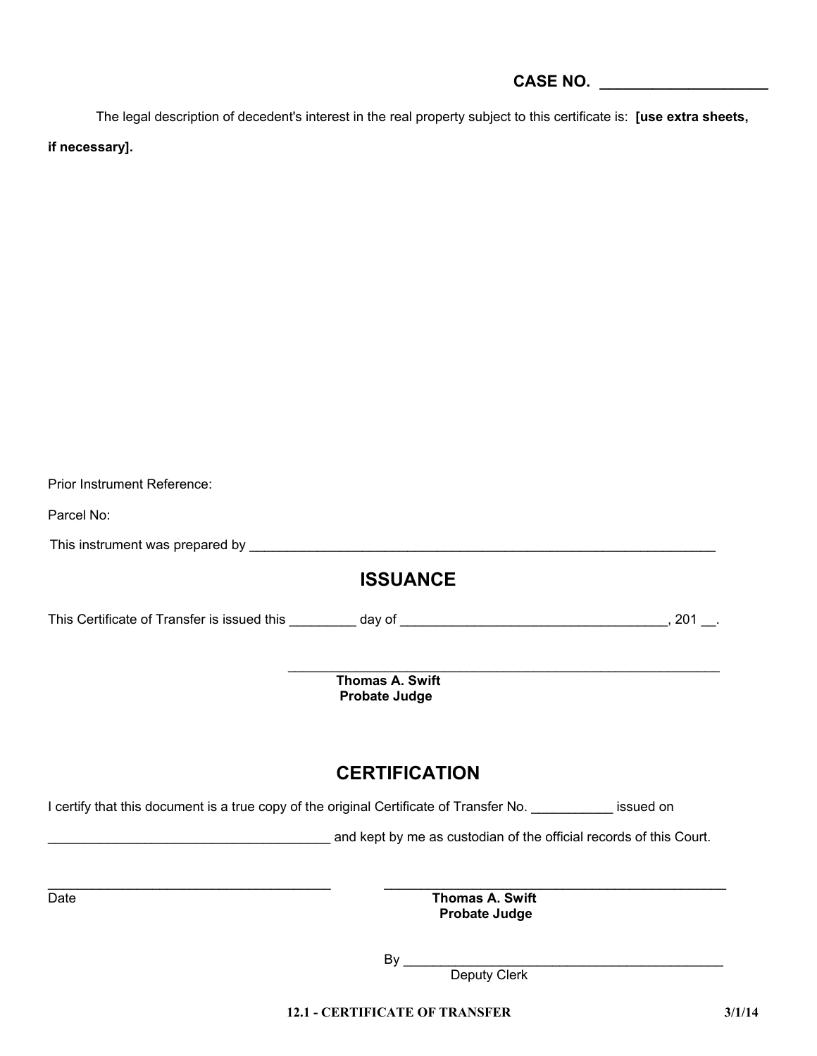**CASE NO. ___________________**

The legal description of decedent's interest in the real property subject to this certificate is: **[use extra sheets, if necessary].**

Prior Instrument Reference:

Parcel No:

This instrument was prepared by ________________________________________________________________

## ISSUANCE

This Certificate of Transfer is issued this _________ day of ____________________________________, 201 __.

___________________________________________________________
**Thomas A. Swift**
**Probate Judge**

## CERTIFICATION

I certify that this document is a true copy of the original Certificate of Transfer No. ___________ issued on

_______________________________________ and kept by me as custodian of the official records of this Court.

_______________________________________
Date

_______________________________________________
**Thomas A. Swift**
**Probate Judge**

By ____________________________________________
Deputy Clerk

**12.1 - CERTIFICATE OF TRANSFER** **3/1/14**